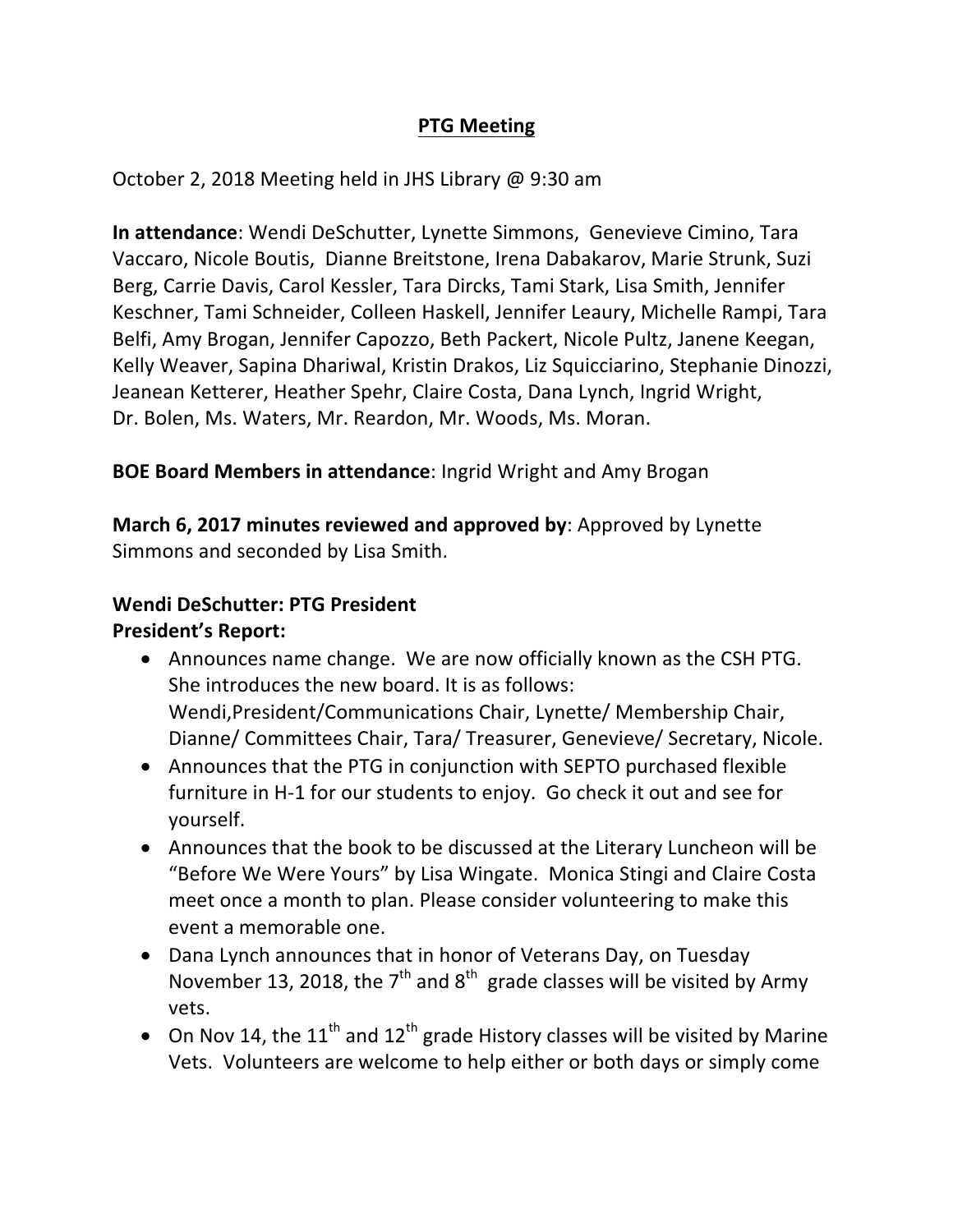# PTG Meeting

October 2, 2018 Meeting held in JHS Library @ 9:30 am

**In attendance**: Wendi DeSchutter, Lynette Simmons, Genevieve Cimino, Tara Vaccaro, Nicole Boutis, Dianne Breitstone, Irena Dabakarov, Marie Strunk, Suzi Berg, Carrie Davis, Carol Kessler, Tara Dircks, Tami Stark, Lisa Smith, Jennifer Keschner, Tami Schneider, Colleen Haskell, Jennifer Leaury, Michelle Rampi, Tara Belfi, Amy Brogan, Jennifer Capozzo, Beth Packert, Nicole Pultz, Janene Keegan, Kelly Weaver, Sapina Dhariwal, Kristin Drakos, Liz Squicciarino, Stephanie Dinozzi, Jeanean Ketterer, Heather Spehr, Claire Costa, Dana Lynch, Ingrid Wright, Dr. Bolen, Ms. Waters, Mr. Reardon, Mr. Woods, Ms. Moran.

**BOE Board Members in attendance**: Ingrid Wright and Amy Brogan

**March 6, 2017 minutes reviewed and approved by**: Approved by Lynette Simmons and seconded by Lisa Smith.

**Wendi DeSchutter: PTG President**
**President's Report:**

- Announces name change. We are now officially known as the CSH PTG. She introduces the new board. It is as follows: Wendi,President/Communications Chair, Lynette/ Membership Chair, Dianne/ Committees Chair, Tara/ Treasurer, Genevieve/ Secretary, Nicole.
- Announces that the PTG in conjunction with SEPTO purchased flexible furniture in H-1 for our students to enjoy. Go check it out and see for yourself.
- Announces that the book to be discussed at the Literary Luncheon will be "Before We Were Yours" by Lisa Wingate. Monica Stingi and Claire Costa meet once a month to plan. Please consider volunteering to make this event a memorable one.
- Dana Lynch announces that in honor of Veterans Day, on Tuesday November 13, 2018, the 7th and 8th grade classes will be visited by Army vets.
- On Nov 14, the 11th and 12th grade History classes will be visited by Marine Vets. Volunteers are welcome to help either or both days or simply come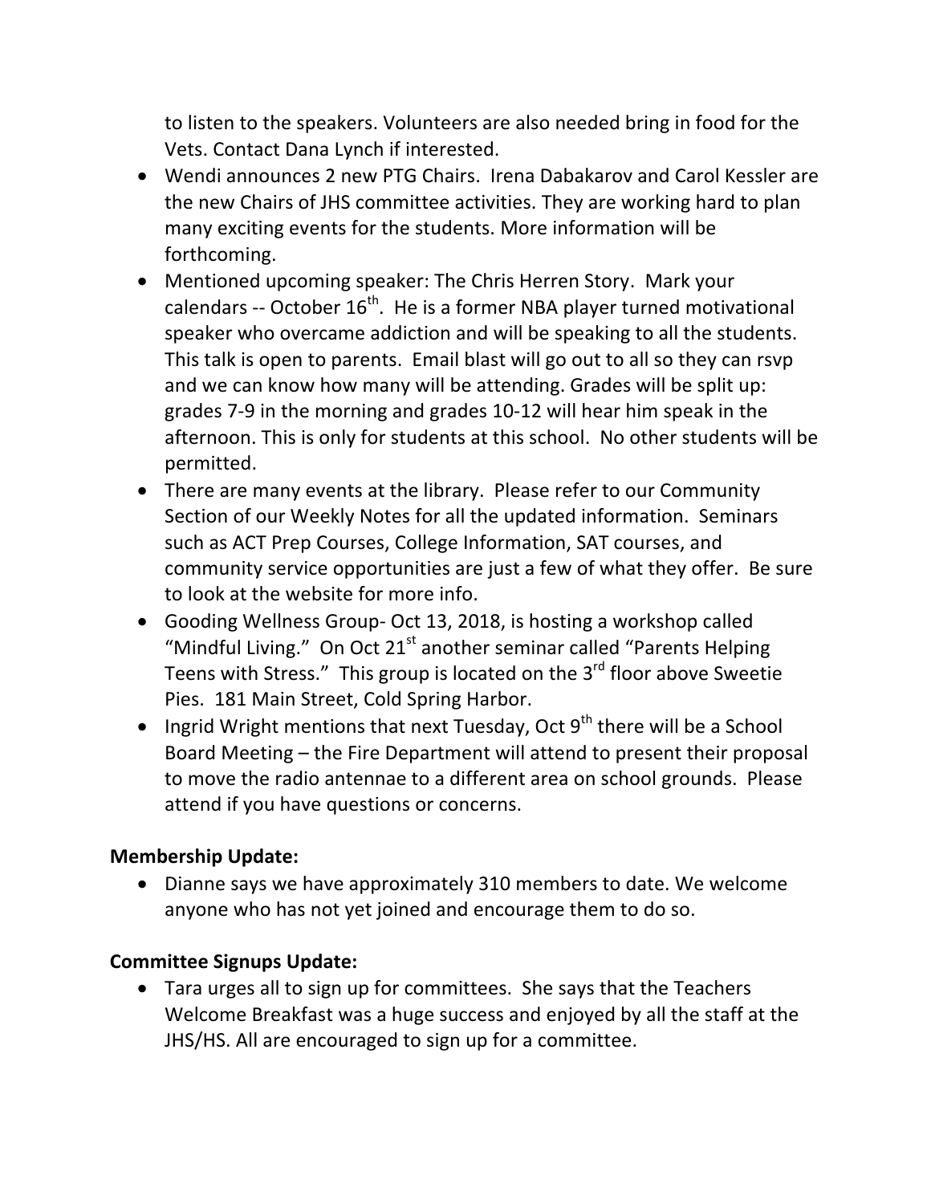to listen to the speakers. Volunteers are also needed bring in food for the Vets. Contact Dana Lynch if interested.

- Wendi announces 2 new PTG Chairs. Irena Dabakarov and Carol Kessler are the new Chairs of JHS committee activities. They are working hard to plan many exciting events for the students. More information will be forthcoming.
- Mentioned upcoming speaker: The Chris Herren Story. Mark your calendars -- October 16th. He is a former NBA player turned motivational speaker who overcame addiction and will be speaking to all the students. This talk is open to parents. Email blast will go out to all so they can rsvp and we can know how many will be attending. Grades will be split up: grades 7-9 in the morning and grades 10-12 will hear him speak in the afternoon. This is only for students at this school. No other students will be permitted.
- There are many events at the library. Please refer to our Community Section of our Weekly Notes for all the updated information. Seminars such as ACT Prep Courses, College Information, SAT courses, and community service opportunities are just a few of what they offer. Be sure to look at the website for more info.
- Gooding Wellness Group- Oct 13, 2018, is hosting a workshop called "Mindful Living." On Oct 21st another seminar called "Parents Helping Teens with Stress." This group is located on the 3rd floor above Sweetie Pies. 181 Main Street, Cold Spring Harbor.
- Ingrid Wright mentions that next Tuesday, Oct 9th there will be a School Board Meeting – the Fire Department will attend to present their proposal to move the radio antennae to a different area on school grounds. Please attend if you have questions or concerns.

**Membership Update:**

- Dianne says we have approximately 310 members to date. We welcome anyone who has not yet joined and encourage them to do so.

**Committee Signups Update:**

- Tara urges all to sign up for committees. She says that the Teachers Welcome Breakfast was a huge success and enjoyed by all the staff at the JHS/HS. All are encouraged to sign up for a committee.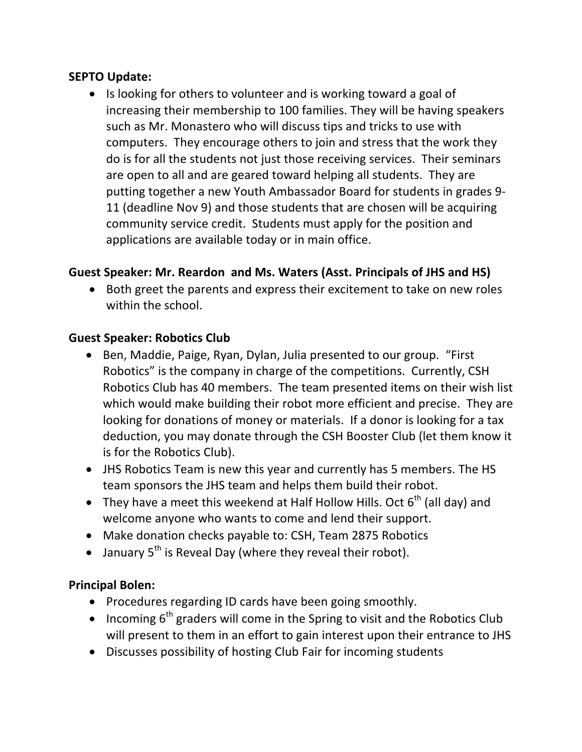**SEPTO Update:**

- Is looking for others to volunteer and is working toward a goal of increasing their membership to 100 families. They will be having speakers such as Mr. Monastero who will discuss tips and tricks to use with computers. They encourage others to join and stress that the work they do is for all the students not just those receiving services. Their seminars are open to all and are geared toward helping all students. They are putting together a new Youth Ambassador Board for students in grades 9-11 (deadline Nov 9) and those students that are chosen will be acquiring community service credit. Students must apply for the position and applications are available today or in main office.

**Guest Speaker: Mr. Reardon and Ms. Waters (Asst. Principals of JHS and HS)**

- Both greet the parents and express their excitement to take on new roles within the school.

**Guest Speaker: Robotics Club**

- Ben, Maddie, Paige, Ryan, Dylan, Julia presented to our group. "First Robotics" is the company in charge of the competitions. Currently, CSH Robotics Club has 40 members. The team presented items on their wish list which would make building their robot more efficient and precise. They are looking for donations of money or materials. If a donor is looking for a tax deduction, you may donate through the CSH Booster Club (let them know it is for the Robotics Club).
- JHS Robotics Team is new this year and currently has 5 members. The HS team sponsors the JHS team and helps them build their robot.
- They have a meet this weekend at Half Hollow Hills. Oct 6th (all day) and welcome anyone who wants to come and lend their support.
- Make donation checks payable to: CSH, Team 2875 Robotics
- January 5th is Reveal Day (where they reveal their robot).

**Principal Bolen:**

- Procedures regarding ID cards have been going smoothly.
- Incoming 6th graders will come in the Spring to visit and the Robotics Club will present to them in an effort to gain interest upon their entrance to JHS
- Discusses possibility of hosting Club Fair for incoming students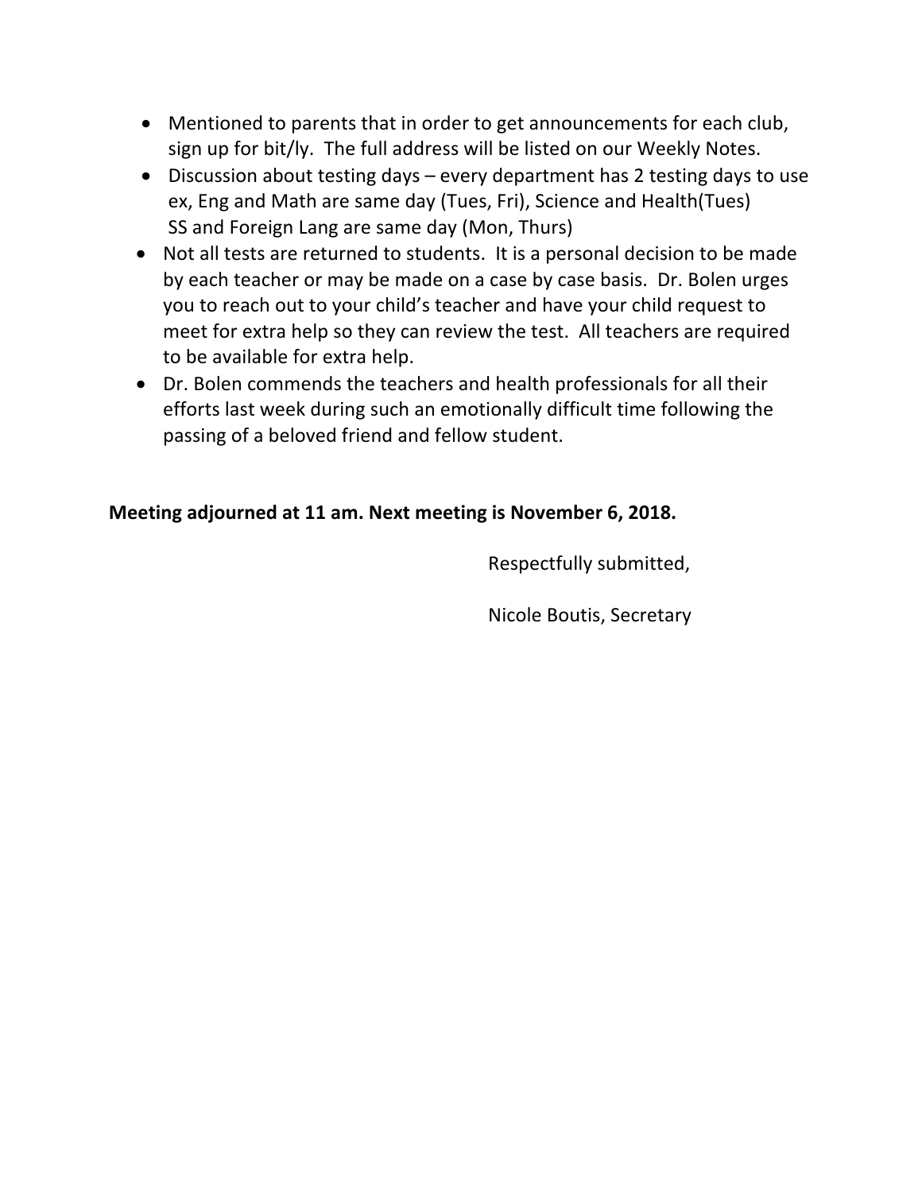- Mentioned to parents that in order to get announcements for each club, sign up for bit/ly. The full address will be listed on our Weekly Notes.
- Discussion about testing days – every department has 2 testing days to use ex, Eng and Math are same day (Tues, Fri), Science and Health(Tues) SS and Foreign Lang are same day (Mon, Thurs)
- Not all tests are returned to students. It is a personal decision to be made by each teacher or may be made on a case by case basis. Dr. Bolen urges you to reach out to your child's teacher and have your child request to meet for extra help so they can review the test. All teachers are required to be available for extra help.
- Dr. Bolen commends the teachers and health professionals for all their efforts last week during such an emotionally difficult time following the passing of a beloved friend and fellow student.

**Meeting adjourned at 11 am. Next meeting is November 6, 2018.**

Respectfully submitted,

Nicole Boutis, Secretary